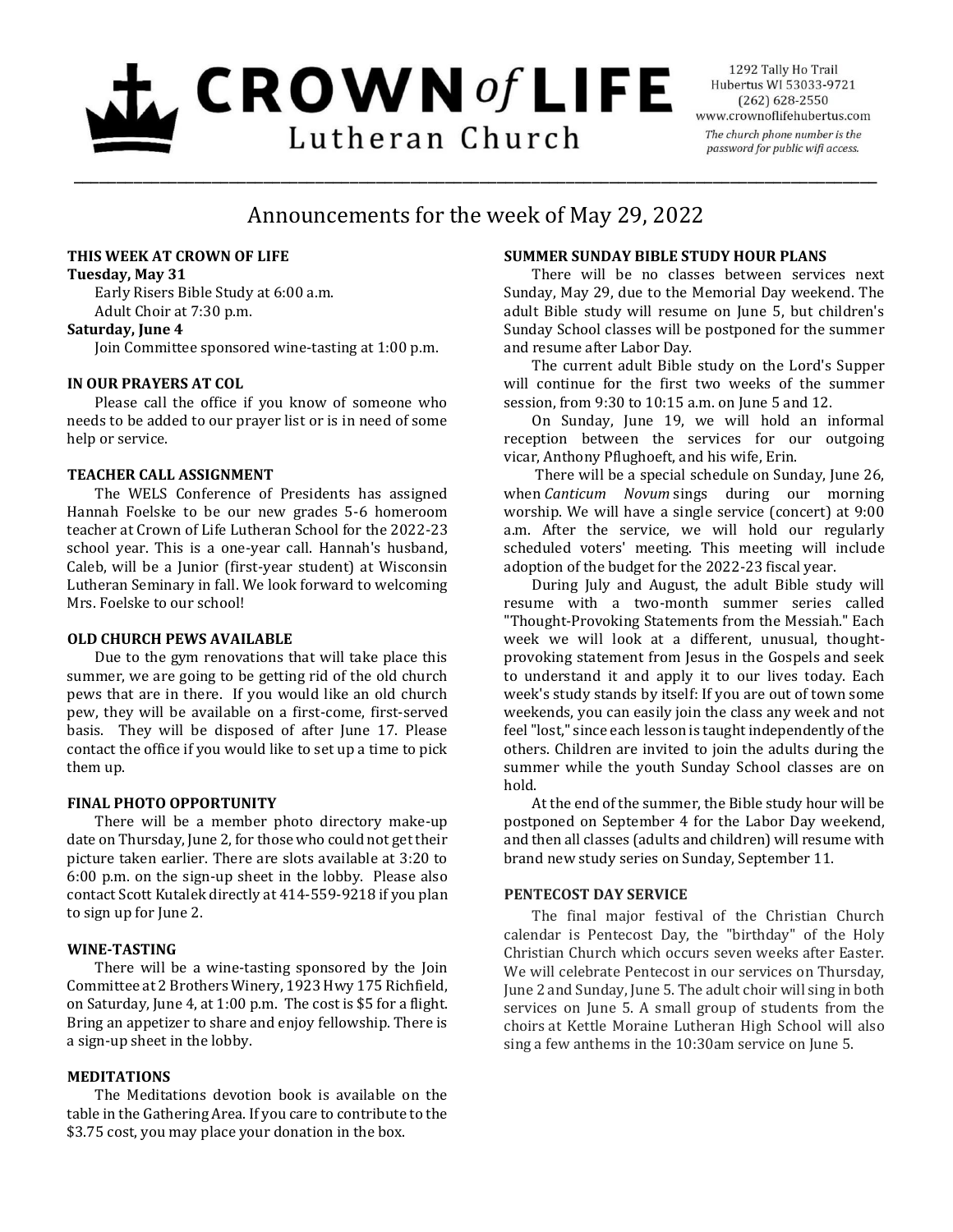# CROWN *of* LIFE Lutheran Church

1292 Tally Ho Trail
Hubertus WI 53033-9721
(262) 628-2550
www.crownoflifehubertus.com
*The church phone number is the password for public wifi access.*

## Announcements for the week of May 29, 2022

### THIS WEEK AT CROWN OF LIFE

**Tuesday, May 31**

Early Risers Bible Study at 6:00 a.m.
Adult Choir at 7:30 p.m.

**Saturday, June 4**

Join Committee sponsored wine-tasting at 1:00 p.m.

### IN OUR PRAYERS AT COL

Please call the office if you know of someone who needs to be added to our prayer list or is in need of some help or service.

### TEACHER CALL ASSIGNMENT

The WELS Conference of Presidents has assigned Hannah Foelske to be our new grades 5-6 homeroom teacher at Crown of Life Lutheran School for the 2022-23 school year. This is a one-year call. Hannah's husband, Caleb, will be a Junior (first-year student) at Wisconsin Lutheran Seminary in fall. We look forward to welcoming Mrs. Foelske to our school!

### OLD CHURCH PEWS AVAILABLE

Due to the gym renovations that will take place this summer, we are going to be getting rid of the old church pews that are in there. If you would like an old church pew, they will be available on a first-come, first-served basis. They will be disposed of after June 17. Please contact the office if you would like to set up a time to pick them up.

### FINAL PHOTO OPPORTUNITY

There will be a member photo directory make-up date on Thursday, June 2, for those who could not get their picture taken earlier. There are slots available at 3:20 to 6:00 p.m. on the sign-up sheet in the lobby. Please also contact Scott Kutalek directly at 414-559-9218 if you plan to sign up for June 2.

### WINE-TASTING

There will be a wine-tasting sponsored by the Join Committee at 2 Brothers Winery, 1923 Hwy 175 Richfield, on Saturday, June 4, at 1:00 p.m. The cost is $5 for a flight. Bring an appetizer to share and enjoy fellowship. There is a sign-up sheet in the lobby.

### MEDITATIONS

The Meditations devotion book is available on the table in the Gathering Area. If you care to contribute to the $3.75 cost, you may place your donation in the box.

### SUMMER SUNDAY BIBLE STUDY HOUR PLANS

There will be no classes between services next Sunday, May 29, due to the Memorial Day weekend. The adult Bible study will resume on June 5, but children's Sunday School classes will be postponed for the summer and resume after Labor Day.

The current adult Bible study on the Lord's Supper will continue for the first two weeks of the summer session, from 9:30 to 10:15 a.m. on June 5 and 12.

On Sunday, June 19, we will hold an informal reception between the services for our outgoing vicar, Anthony Pflughoeft, and his wife, Erin.

There will be a special schedule on Sunday, June 26, when *Canticum Novum* sings during our morning worship. We will have a single service (concert) at 9:00 a.m. After the service, we will hold our regularly scheduled voters' meeting. This meeting will include adoption of the budget for the 2022-23 fiscal year.

During July and August, the adult Bible study will resume with a two-month summer series called "Thought-Provoking Statements from the Messiah." Each week we will look at a different, unusual, thought-provoking statement from Jesus in the Gospels and seek to understand it and apply it to our lives today. Each week's study stands by itself: If you are out of town some weekends, you can easily join the class any week and not feel "lost," since each lesson is taught independently of the others. Children are invited to join the adults during the summer while the youth Sunday School classes are on hold.

At the end of the summer, the Bible study hour will be postponed on September 4 for the Labor Day weekend, and then all classes (adults and children) will resume with brand new study series on Sunday, September 11.

### PENTECOST DAY SERVICE

The final major festival of the Christian Church calendar is Pentecost Day, the "birthday" of the Holy Christian Church which occurs seven weeks after Easter. We will celebrate Pentecost in our services on Thursday, June 2 and Sunday, June 5. The adult choir will sing in both services on June 5. A small group of students from the choirs at Kettle Moraine Lutheran High School will also sing a few anthems in the 10:30am service on June 5.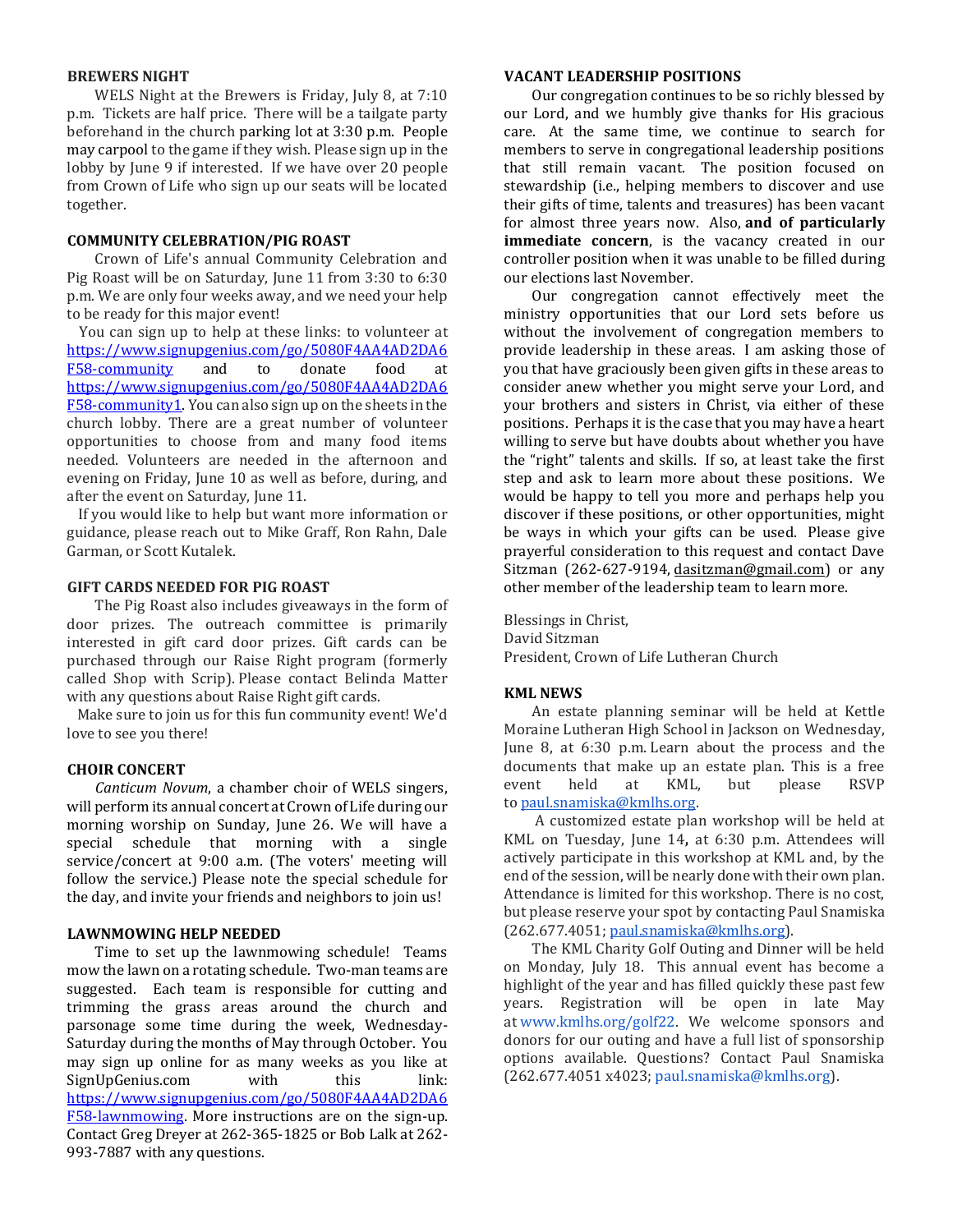## BREWERS NIGHT

WELS Night at the Brewers is Friday, July 8, at 7:10 p.m. Tickets are half price. There will be a tailgate party beforehand in the church parking lot at 3:30 p.m. People may carpool to the game if they wish. Please sign up in the lobby by June 9 if interested. If we have over 20 people from Crown of Life who sign up our seats will be located together.

## COMMUNITY CELEBRATION/PIG ROAST

Crown of Life's annual Community Celebration and Pig Roast will be on Saturday, June 11 from 3:30 to 6:30 p.m. We are only four weeks away, and we need your help to be ready for this major event!

You can sign up to help at these links: to volunteer at https://www.signupgenius.com/go/5080F4AA4AD2DA6F58-community and to donate food at https://www.signupgenius.com/go/5080F4AA4AD2DA6F58-community1. You can also sign up on the sheets in the church lobby. There are a great number of volunteer opportunities to choose from and many food items needed. Volunteers are needed in the afternoon and evening on Friday, June 10 as well as before, during, and after the event on Saturday, June 11.

If you would like to help but want more information or guidance, please reach out to Mike Graff, Ron Rahn, Dale Garman, or Scott Kutalek.

## GIFT CARDS NEEDED FOR PIG ROAST

The Pig Roast also includes giveaways in the form of door prizes. The outreach committee is primarily interested in gift card door prizes. Gift cards can be purchased through our Raise Right program (formerly called Shop with Scrip). Please contact Belinda Matter with any questions about Raise Right gift cards.

Make sure to join us for this fun community event! We'd love to see you there!

## CHOIR CONCERT

*Canticum Novum*, a chamber choir of WELS singers, will perform its annual concert at Crown of Life during our morning worship on Sunday, June 26. We will have a special schedule that morning with a single service/concert at 9:00 a.m. (The voters' meeting will follow the service.) Please note the special schedule for the day, and invite your friends and neighbors to join us!

## LAWNMOWING HELP NEEDED

Time to set up the lawnmowing schedule! Teams mow the lawn on a rotating schedule. Two-man teams are suggested. Each team is responsible for cutting and trimming the grass areas around the church and parsonage some time during the week, Wednesday-Saturday during the months of May through October. You may sign up online for as many weeks as you like at SignUpGenius.com with this link: https://www.signupgenius.com/go/5080F4AA4AD2DA6F58-lawnmowing. More instructions are on the sign-up. Contact Greg Dreyer at 262-365-1825 or Bob Lalk at 262-993-7887 with any questions.

## VACANT LEADERSHIP POSITIONS

Our congregation continues to be so richly blessed by our Lord, and we humbly give thanks for His gracious care. At the same time, we continue to search for members to serve in congregational leadership positions that still remain vacant. The position focused on stewardship (i.e., helping members to discover and use their gifts of time, talents and treasures) has been vacant for almost three years now. Also, **and of particularly immediate concern**, is the vacancy created in our controller position when it was unable to be filled during our elections last November.

Our congregation cannot effectively meet the ministry opportunities that our Lord sets before us without the involvement of congregation members to provide leadership in these areas. I am asking those of you that have graciously been given gifts in these areas to consider anew whether you might serve your Lord, and your brothers and sisters in Christ, via either of these positions. Perhaps it is the case that you may have a heart willing to serve but have doubts about whether you have the "right" talents and skills. If so, at least take the first step and ask to learn more about these positions. We would be happy to tell you more and perhaps help you discover if these positions, or other opportunities, might be ways in which your gifts can be used. Please give prayerful consideration to this request and contact Dave Sitzman (262-627-9194, dasitzman@gmail.com) or any other member of the leadership team to learn more.

Blessings in Christ,
David Sitzman
President, Crown of Life Lutheran Church

## KML NEWS

An estate planning seminar will be held at Kettle Moraine Lutheran High School in Jackson on Wednesday, June 8, at 6:30 p.m. Learn about the process and the documents that make up an estate plan. This is a free event held at KML, but please RSVP to paul.snamiska@kmlhs.org.

A customized estate plan workshop will be held at KML on Tuesday, June 14**,** at 6:30 p.m. Attendees will actively participate in this workshop at KML and, by the end of the session, will be nearly done with their own plan. Attendance is limited for this workshop. There is no cost, but please reserve your spot by contacting Paul Snamiska (262.677.4051; paul.snamiska@kmlhs.org).

The KML Charity Golf Outing and Dinner will be held on Monday, July 18. This annual event has become a highlight of the year and has filled quickly these past few years. Registration will be open in late May at www.kmlhs.org/golf22. We welcome sponsors and donors for our outing and have a full list of sponsorship options available. Questions? Contact Paul Snamiska (262.677.4051 x4023; paul.snamiska@kmlhs.org).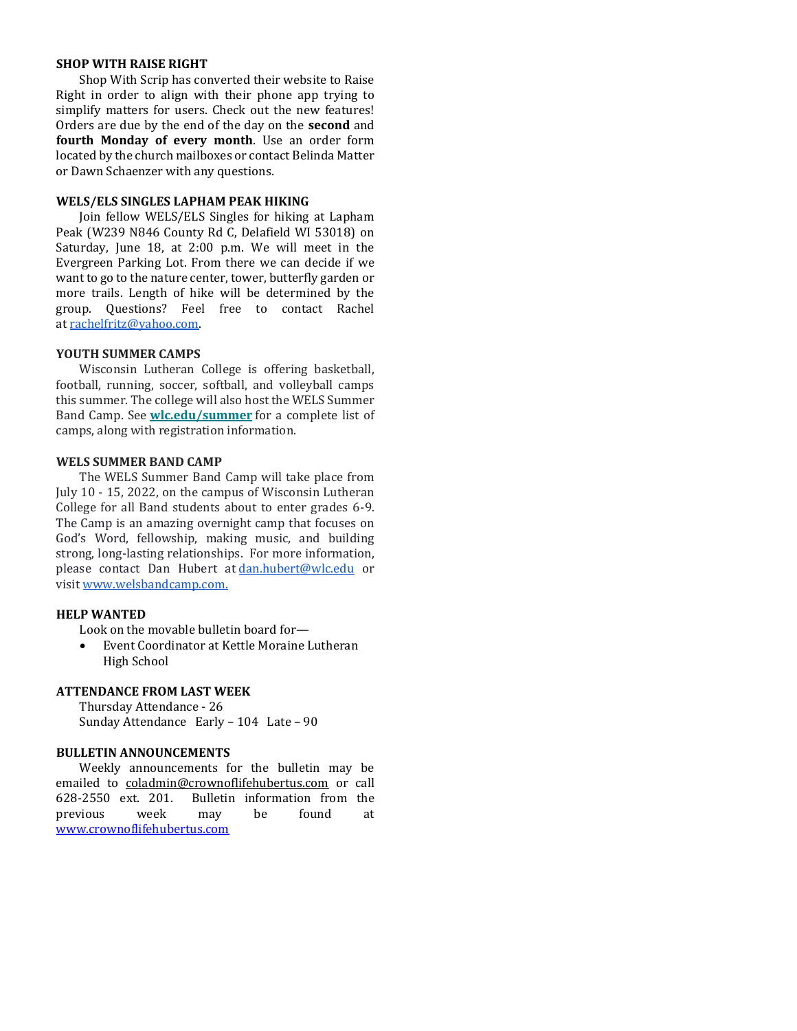**SHOP WITH RAISE RIGHT**

Shop With Scrip has converted their website to Raise Right in order to align with their phone app trying to simplify matters for users. Check out the new features! Orders are due by the end of the day on the **second** and **fourth Monday of every month**. Use an order form located by the church mailboxes or contact Belinda Matter or Dawn Schaenzer with any questions.

**WELS/ELS SINGLES LAPHAM PEAK HIKING**

Join fellow WELS/ELS Singles for hiking at Lapham Peak (W239 N846 County Rd C, Delafield WI 53018) on Saturday, June 18, at 2:00 p.m. We will meet in the Evergreen Parking Lot. From there we can decide if we want to go to the nature center, tower, butterfly garden or more trails. Length of hike will be determined by the group. Questions? Feel free to contact Rachel at rachelfritz@yahoo.com.

**YOUTH SUMMER CAMPS**

Wisconsin Lutheran College is offering basketball, football, running, soccer, softball, and volleyball camps this summer. The college will also host the WELS Summer Band Camp. See **wlc.edu/summer** for a complete list of camps, along with registration information.

**WELS SUMMER BAND CAMP**

The WELS Summer Band Camp will take place from July 10 - 15, 2022, on the campus of Wisconsin Lutheran College for all Band students about to enter grades 6-9. The Camp is an amazing overnight camp that focuses on God's Word, fellowship, making music, and building strong, long-lasting relationships. For more information, please contact Dan Hubert at dan.hubert@wlc.edu or visit www.welsbandcamp.com.

**HELP WANTED**

Look on the movable bulletin board for—

- Event Coordinator at Kettle Moraine Lutheran High School

**ATTENDANCE FROM LAST WEEK**

Thursday Attendance - 26
Sunday Attendance Early – 104 Late – 90

**BULLETIN ANNOUNCEMENTS**

Weekly announcements for the bulletin may be emailed to coladmin@crownoflifehubertus.com or call 628-2550 ext. 201. Bulletin information from the previous week may be found at www.crownoflifehubertus.com